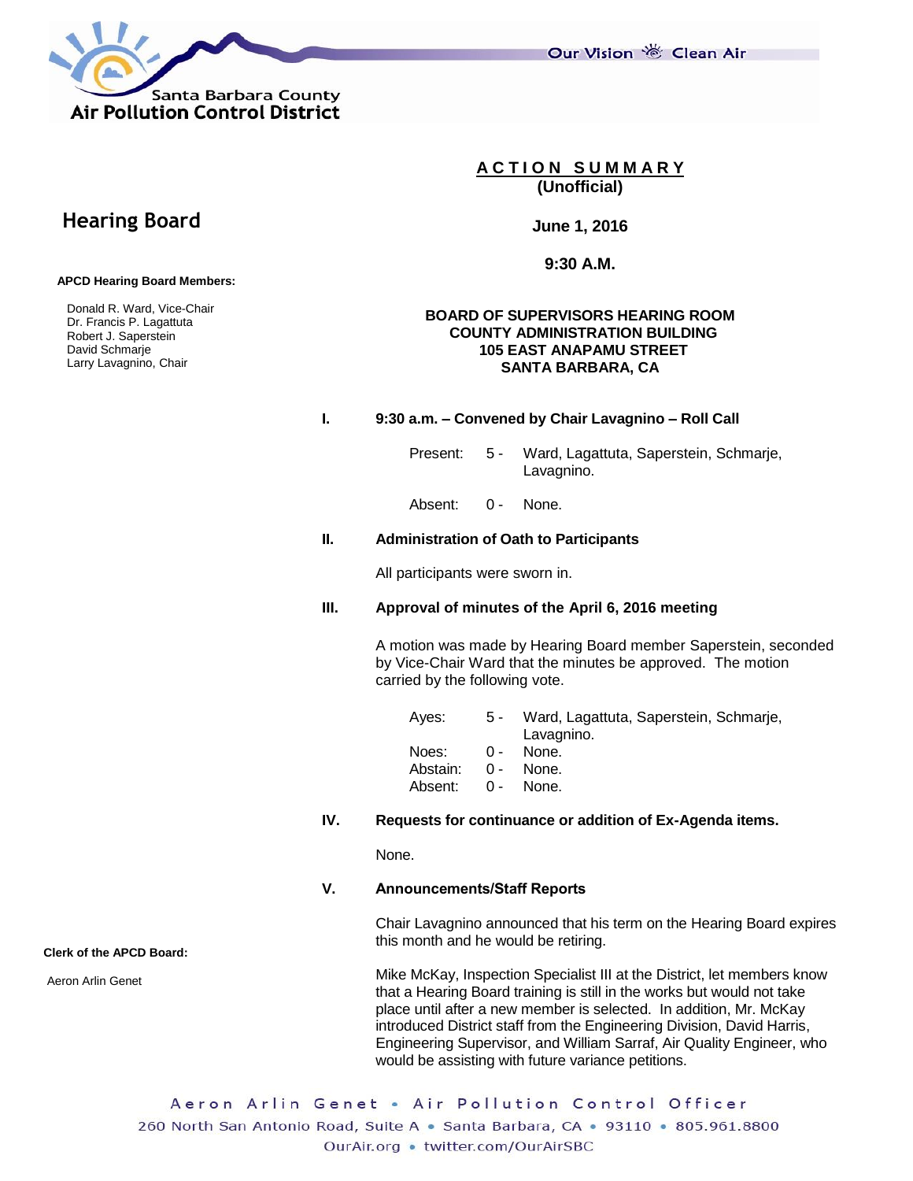Santa Barbara County
Air Pollution Control District

Our Vision Clean Air

# ACTION SUMMARY
**(Unofficial)**

## Hearing Board

**June 1, 2016**

**9:30 A.M.**

**APCD Hearing Board Members:**

Donald R. Ward, Vice-Chair
Dr. Francis P. Lagattuta
Robert J. Saperstein
David Schmarje
Larry Lavagnino, Chair

**Clerk of the APCD Board:**

Aeron Arlin Genet

**BOARD OF SUPERVISORS HEARING ROOM**
**COUNTY ADMINISTRATION BUILDING**
**105 EAST ANAPAMU STREET**
**SANTA BARBARA, CA**

**I. 9:30 a.m. – Convened by Chair Lavagnino – Roll Call**

Present: 5 - Ward, Lagattuta, Saperstein, Schmarje, Lavagnino.

Absent: 0 - None.

**II. Administration of Oath to Participants**

All participants were sworn in.

**III. Approval of minutes of the April 6, 2016 meeting**

A motion was made by Hearing Board member Saperstein, seconded by Vice-Chair Ward that the minutes be approved. The motion carried by the following vote.

Ayes: 5 - Ward, Lagattuta, Saperstein, Schmarje, Lavagnino.
Noes: 0 - None.
Abstain: 0 - None.
Absent: 0 - None.

**IV. Requests for continuance or addition of Ex-Agenda items.**

None.

**V. Announcements/Staff Reports**

Chair Lavagnino announced that his term on the Hearing Board expires this month and he would be retiring.

Mike McKay, Inspection Specialist III at the District, let members know that a Hearing Board training is still in the works but would not take place until after a new member is selected. In addition, Mr. McKay introduced District staff from the Engineering Division, David Harris, Engineering Supervisor, and William Sarraf, Air Quality Engineer, who would be assisting with future variance petitions.

Aeron Arlin Genet • Air Pollution Control Officer
260 North San Antonio Road, Suite A • Santa Barbara, CA • 93110 • 805.961.8800
OurAir.org • twitter.com/OurAirSBC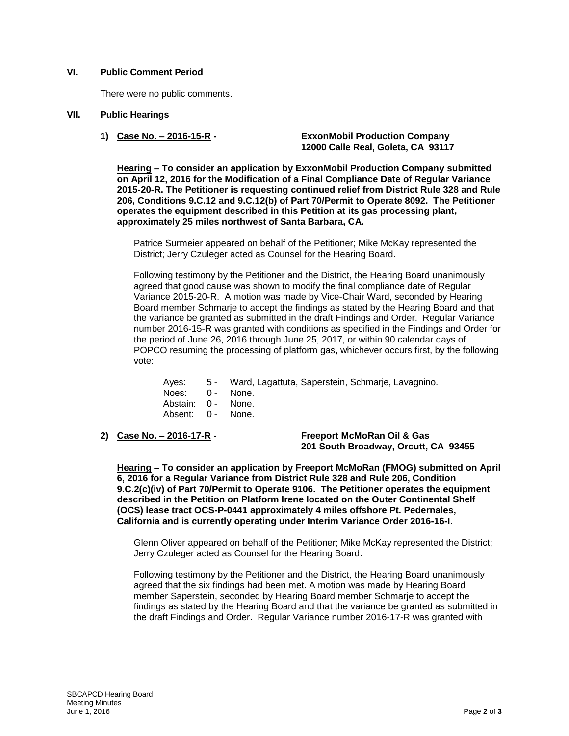## VI. Public Comment Period

There were no public comments.

## VII. Public Hearings

### 1) Case No. – 2016-15-R - ExxonMobil Production Company 12000 Calle Real, Goleta, CA 93117

**Hearing – To consider an application by ExxonMobil Production Company submitted on April 12, 2016 for the Modification of a Final Compliance Date of Regular Variance 2015-20-R. The Petitioner is requesting continued relief from District Rule 328 and Rule 206, Conditions 9.C.12 and 9.C.12(b) of Part 70/Permit to Operate 8092. The Petitioner operates the equipment described in this Petition at its gas processing plant, approximately 25 miles northwest of Santa Barbara, CA.**

Patrice Surmeier appeared on behalf of the Petitioner; Mike McKay represented the District; Jerry Czuleger acted as Counsel for the Hearing Board.

Following testimony by the Petitioner and the District, the Hearing Board unanimously agreed that good cause was shown to modify the final compliance date of Regular Variance 2015-20-R. A motion was made by Vice-Chair Ward, seconded by Hearing Board member Schmarje to accept the findings as stated by the Hearing Board and that the variance be granted as submitted in the draft Findings and Order. Regular Variance number 2016-15-R was granted with conditions as specified in the Findings and Order for the period of June 26, 2016 through June 25, 2017, or within 90 calendar days of POPCO resuming the processing of platform gas, whichever occurs first, by the following vote:

Ayes: 5 - Ward, Lagattuta, Saperstein, Schmarje, Lavagnino.
Noes: 0 - None.
Abstain: 0 - None.
Absent: 0 - None.

### 2) Case No. – 2016-17-R - Freeport McMoRan Oil & Gas 201 South Broadway, Orcutt, CA 93455

**Hearing – To consider an application by Freeport McMoRan (FMOG) submitted on April 6, 2016 for a Regular Variance from District Rule 328 and Rule 206, Condition 9.C.2(c)(iv) of Part 70/Permit to Operate 9106. The Petitioner operates the equipment described in the Petition on Platform Irene located on the Outer Continental Shelf (OCS) lease tract OCS-P-0441 approximately 4 miles offshore Pt. Pedernales, California and is currently operating under Interim Variance Order 2016-16-I.**

Glenn Oliver appeared on behalf of the Petitioner; Mike McKay represented the District; Jerry Czuleger acted as Counsel for the Hearing Board.

Following testimony by the Petitioner and the District, the Hearing Board unanimously agreed that the six findings had been met. A motion was made by Hearing Board member Saperstein, seconded by Hearing Board member Schmarje to accept the findings as stated by the Hearing Board and that the variance be granted as submitted in the draft Findings and Order. Regular Variance number 2016-17-R was granted with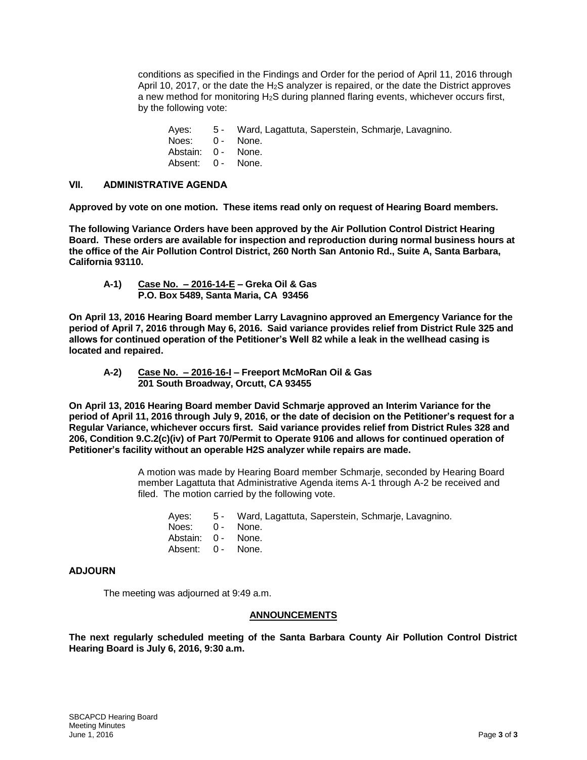conditions as specified in the Findings and Order for the period of April 11, 2016 through April 10, 2017, or the date the $H_2S$ analyzer is repaired, or the date the District approves a new method for monitoring $H_2S$ during planned flaring events, whichever occurs first, by the following vote:

| | | |
|---|---|---|
| Ayes: | 5 - | Ward, Lagattuta, Saperstein, Schmarje, Lavagnino. |
| Noes: | 0 - | None. |
| Abstain: | 0 - | None. |
| Absent: | 0 - | None. |

## VII. ADMINISTRATIVE AGENDA

**Approved by vote on one motion. These items read only on request of Hearing Board members.**

**The following Variance Orders have been approved by the Air Pollution Control District Hearing Board. These orders are available for inspection and reproduction during normal business hours at the office of the Air Pollution Control District, 260 North San Antonio Rd., Suite A, Santa Barbara, California 93110.**

**A-1) Case No. – 2016-14-E – Greka Oil & Gas**
**P.O. Box 5489, Santa Maria, CA 93456**

**On April 13, 2016 Hearing Board member Larry Lavagnino approved an Emergency Variance for the period of April 7, 2016 through May 6, 2016. Said variance provides relief from District Rule 325 and allows for continued operation of the Petitioner's Well 82 while a leak in the wellhead casing is located and repaired.**

**A-2) Case No. – 2016-16-I – Freeport McMoRan Oil & Gas**
**201 South Broadway, Orcutt, CA 93455**

**On April 13, 2016 Hearing Board member David Schmarje approved an Interim Variance for the period of April 11, 2016 through July 9, 2016, or the date of decision on the Petitioner's request for a Regular Variance, whichever occurs first. Said variance provides relief from District Rules 328 and 206, Condition 9.C.2(c)(iv) of Part 70/Permit to Operate 9106 and allows for continued operation of Petitioner's facility without an operable H2S analyzer while repairs are made.**

A motion was made by Hearing Board member Schmarje, seconded by Hearing Board member Lagattuta that Administrative Agenda items A-1 through A-2 be received and filed. The motion carried by the following vote.

| | | |
|---|---|---|
| Ayes: | 5 - | Ward, Lagattuta, Saperstein, Schmarje, Lavagnino. |
| Noes: | 0 - | None. |
| Abstain: | 0 - | None. |
| Absent: | 0 - | None. |

## ADJOURN

The meeting was adjourned at 9:49 a.m.

## ANNOUNCEMENTS

**The next regularly scheduled meeting of the Santa Barbara County Air Pollution Control District Hearing Board is July 6, 2016, 9:30 a.m.**